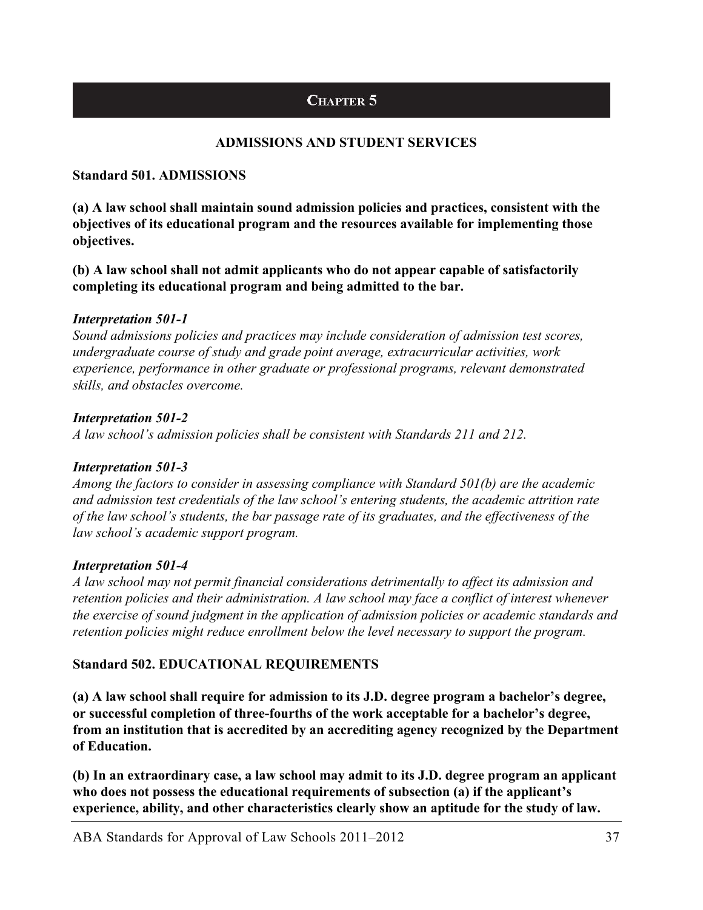# Chapter 5

## ADMISSIONS AND STUDENT SERVICES

### Standard 501. ADMISSIONS

**(a) A law school shall maintain sound admission policies and practices, consistent with the objectives of its educational program and the resources available for implementing those objectives.**

**(b) A law school shall not admit applicants who do not appear capable of satisfactorily completing its educational program and being admitted to the bar.**

***Interpretation 501-1***

*Sound admissions policies and practices may include consideration of admission test scores, undergraduate course of study and grade point average, extracurricular activities, work experience, performance in other graduate or professional programs, relevant demonstrated skills, and obstacles overcome.*

***Interpretation 501-2***

*A law school's admission policies shall be consistent with Standards 211 and 212.*

***Interpretation 501-3***

*Among the factors to consider in assessing compliance with Standard 501(b) are the academic and admission test credentials of the law school's entering students, the academic attrition rate of the law school's students, the bar passage rate of its graduates, and the effectiveness of the law school's academic support program.*

***Interpretation 501-4***

*A law school may not permit financial considerations detrimentally to affect its admission and retention policies and their administration. A law school may face a conflict of interest whenever the exercise of sound judgment in the application of admission policies or academic standards and retention policies might reduce enrollment below the level necessary to support the program.*

### Standard 502. EDUCATIONAL REQUIREMENTS

**(a) A law school shall require for admission to its J.D. degree program a bachelor's degree, or successful completion of three-fourths of the work acceptable for a bachelor's degree, from an institution that is accredited by an accrediting agency recognized by the Department of Education.**

**(b) In an extraordinary case, a law school may admit to its J.D. degree program an applicant who does not possess the educational requirements of subsection (a) if the applicant's experience, ability, and other characteristics clearly show an aptitude for the study of law.**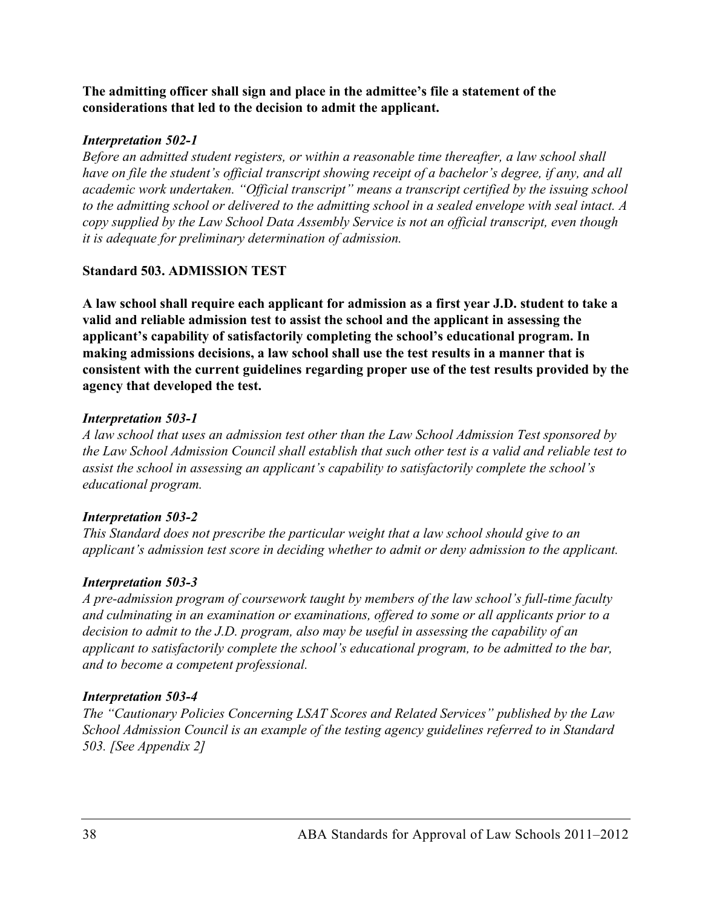**The admitting officer shall sign and place in the admittee's file a statement of the considerations that led to the decision to admit the applicant.**

***Interpretation 502-1***
*Before an admitted student registers, or within a reasonable time thereafter, a law school shall have on file the student's official transcript showing receipt of a bachelor's degree, if any, and all academic work undertaken. "Official transcript" means a transcript certified by the issuing school to the admitting school or delivered to the admitting school in a sealed envelope with seal intact. A copy supplied by the Law School Data Assembly Service is not an official transcript, even though it is adequate for preliminary determination of admission.*

## Standard 503. ADMISSION TEST

**A law school shall require each applicant for admission as a first year J.D. student to take a valid and reliable admission test to assist the school and the applicant in assessing the applicant's capability of satisfactorily completing the school's educational program. In making admissions decisions, a law school shall use the test results in a manner that is consistent with the current guidelines regarding proper use of the test results provided by the agency that developed the test.**

***Interpretation 503-1***
*A law school that uses an admission test other than the Law School Admission Test sponsored by the Law School Admission Council shall establish that such other test is a valid and reliable test to assist the school in assessing an applicant's capability to satisfactorily complete the school's educational program.*

***Interpretation 503-2***
*This Standard does not prescribe the particular weight that a law school should give to an applicant's admission test score in deciding whether to admit or deny admission to the applicant.*

***Interpretation 503-3***
*A pre-admission program of coursework taught by members of the law school's full-time faculty and culminating in an examination or examinations, offered to some or all applicants prior to a decision to admit to the J.D. program, also may be useful in assessing the capability of an applicant to satisfactorily complete the school's educational program, to be admitted to the bar, and to become a competent professional.*

***Interpretation 503-4***
*The "Cautionary Policies Concerning LSAT Scores and Related Services" published by the Law School Admission Council is an example of the testing agency guidelines referred to in Standard 503. [See Appendix 2]*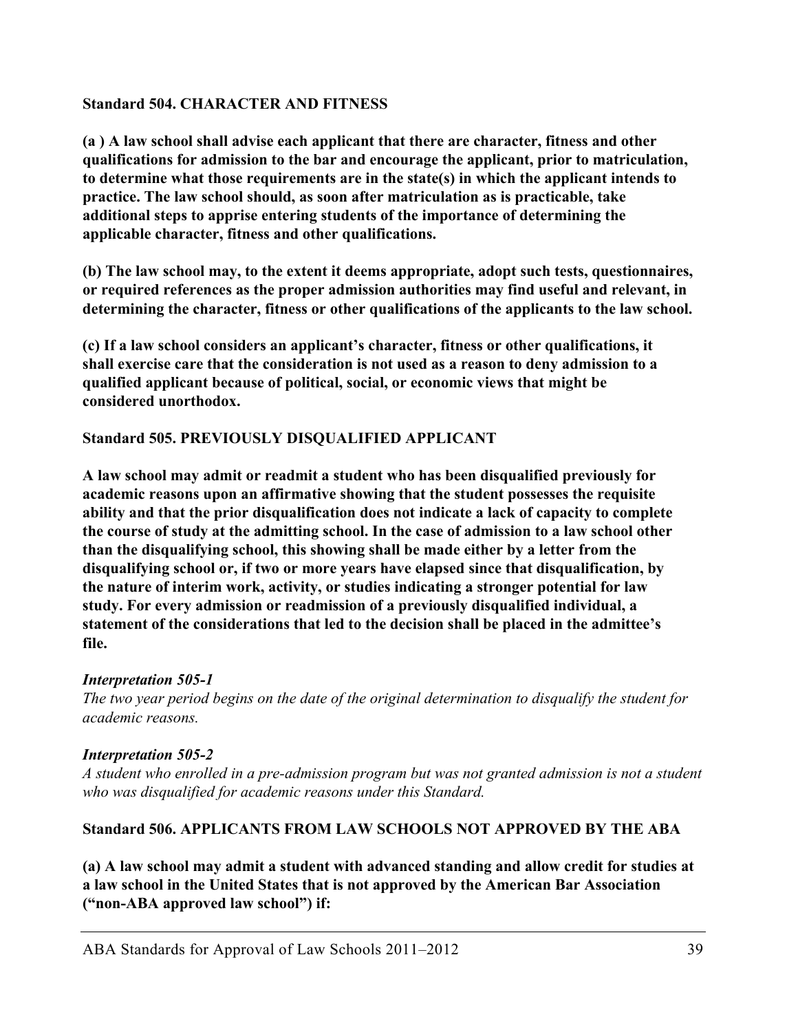**Standard 504. CHARACTER AND FITNESS**

**(a ) A law school shall advise each applicant that there are character, fitness and other qualifications for admission to the bar and encourage the applicant, prior to matriculation, to determine what those requirements are in the state(s) in which the applicant intends to practice. The law school should, as soon after matriculation as is practicable, take additional steps to apprise entering students of the importance of determining the applicable character, fitness and other qualifications.**

**(b) The law school may, to the extent it deems appropriate, adopt such tests, questionnaires, or required references as the proper admission authorities may find useful and relevant, in determining the character, fitness or other qualifications of the applicants to the law school.**

**(c) If a law school considers an applicant's character, fitness or other qualifications, it shall exercise care that the consideration is not used as a reason to deny admission to a qualified applicant because of political, social, or economic views that might be considered unorthodox.**

**Standard 505. PREVIOUSLY DISQUALIFIED APPLICANT**

**A law school may admit or readmit a student who has been disqualified previously for academic reasons upon an affirmative showing that the student possesses the requisite ability and that the prior disqualification does not indicate a lack of capacity to complete the course of study at the admitting school. In the case of admission to a law school other than the disqualifying school, this showing shall be made either by a letter from the disqualifying school or, if two or more years have elapsed since that disqualification, by the nature of interim work, activity, or studies indicating a stronger potential for law study. For every admission or readmission of a previously disqualified individual, a statement of the considerations that led to the decision shall be placed in the admittee's file.**

***Interpretation 505-1***

*The two year period begins on the date of the original determination to disqualify the student for academic reasons.*

***Interpretation 505-2***

*A student who enrolled in a pre-admission program but was not granted admission is not a student who was disqualified for academic reasons under this Standard.*

**Standard 506. APPLICANTS FROM LAW SCHOOLS NOT APPROVED BY THE ABA**

**(a) A law school may admit a student with advanced standing and allow credit for studies at a law school in the United States that is not approved by the American Bar Association ("non-ABA approved law school") if:**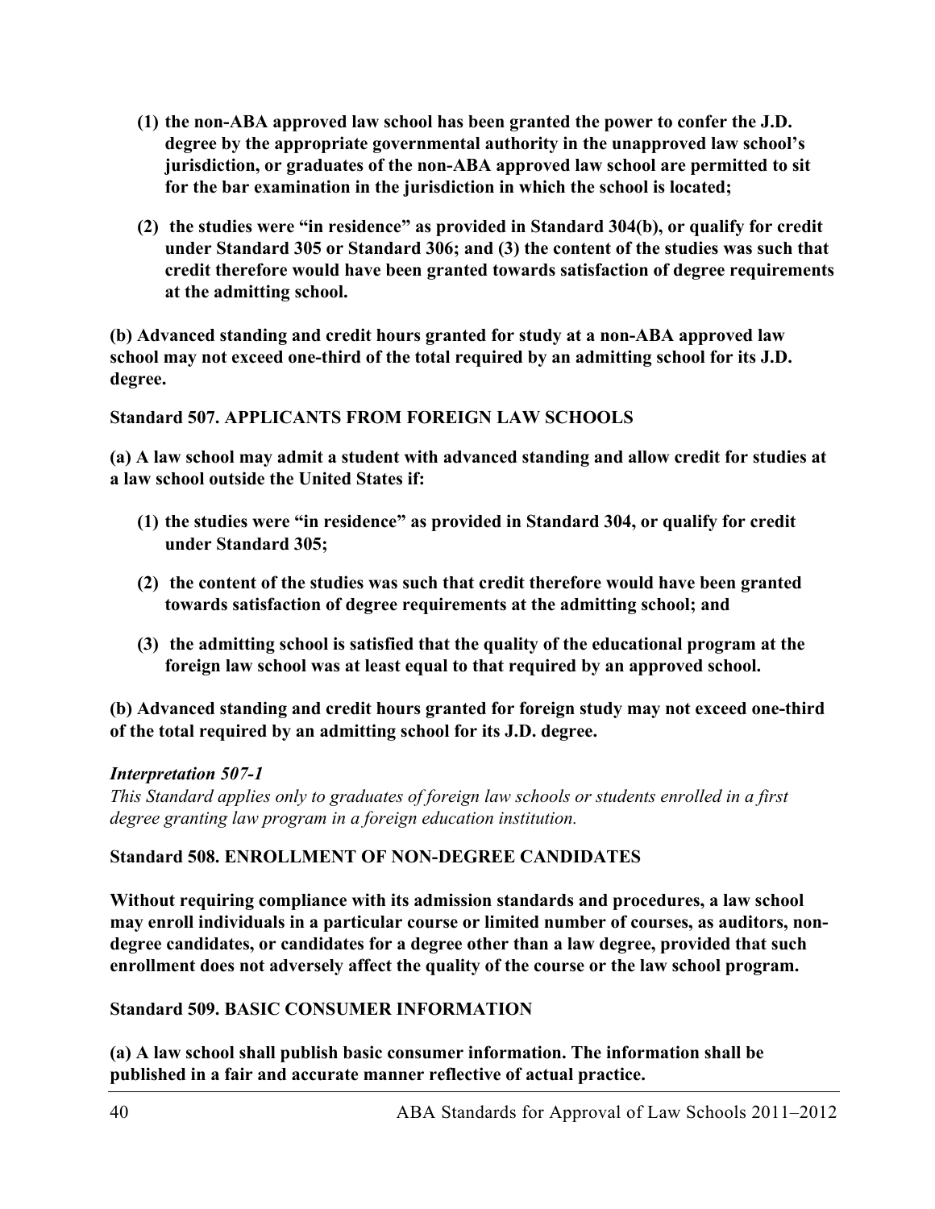**(1) the non-ABA approved law school has been granted the power to confer the J.D. degree by the appropriate governmental authority in the unapproved law school's jurisdiction, or graduates of the non-ABA approved law school are permitted to sit for the bar examination in the jurisdiction in which the school is located;**

**(2) the studies were "in residence" as provided in Standard 304(b), or qualify for credit under Standard 305 or Standard 306; and (3) the content of the studies was such that credit therefore would have been granted towards satisfaction of degree requirements at the admitting school.**

**(b) Advanced standing and credit hours granted for study at a non-ABA approved law school may not exceed one-third of the total required by an admitting school for its J.D. degree.**

**Standard 507. APPLICANTS FROM FOREIGN LAW SCHOOLS**

**(a) A law school may admit a student with advanced standing and allow credit for studies at a law school outside the United States if:**

**(1) the studies were "in residence" as provided in Standard 304, or qualify for credit under Standard 305;**

**(2) the content of the studies was such that credit therefore would have been granted towards satisfaction of degree requirements at the admitting school; and**

**(3) the admitting school is satisfied that the quality of the educational program at the foreign law school was at least equal to that required by an approved school.**

**(b) Advanced standing and credit hours granted for foreign study may not exceed one-third of the total required by an admitting school for its J.D. degree.**

***Interpretation 507-1***

*This Standard applies only to graduates of foreign law schools or students enrolled in a first degree granting law program in a foreign education institution.*

**Standard 508. ENROLLMENT OF NON-DEGREE CANDIDATES**

**Without requiring compliance with its admission standards and procedures, a law school may enroll individuals in a particular course or limited number of courses, as auditors, non-degree candidates, or candidates for a degree other than a law degree, provided that such enrollment does not adversely affect the quality of the course or the law school program.**

**Standard 509. BASIC CONSUMER INFORMATION**

**(a) A law school shall publish basic consumer information. The information shall be published in a fair and accurate manner reflective of actual practice.**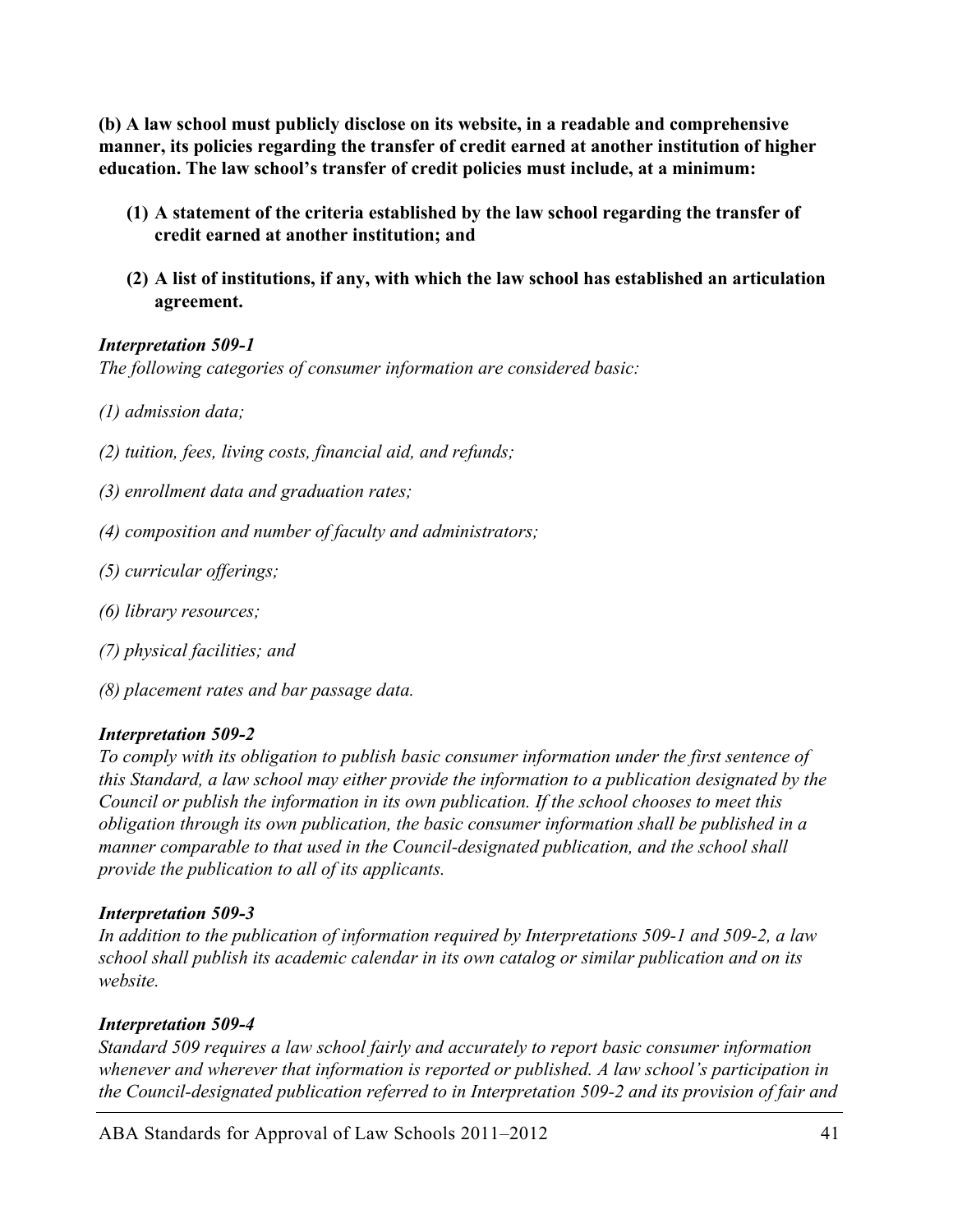**(b) A law school must publicly disclose on its website, in a readable and comprehensive manner, its policies regarding the transfer of credit earned at another institution of higher education. The law school's transfer of credit policies must include, at a minimum:**

- **(1) A statement of the criteria established by the law school regarding the transfer of credit earned at another institution; and**
- **(2) A list of institutions, if any, with which the law school has established an articulation agreement.**

***Interpretation 509-1***
*The following categories of consumer information are considered basic:*

*(1) admission data;*

*(2) tuition, fees, living costs, financial aid, and refunds;*

*(3) enrollment data and graduation rates;*

*(4) composition and number of faculty and administrators;*

*(5) curricular offerings;*

*(6) library resources;*

*(7) physical facilities; and*

*(8) placement rates and bar passage data.*

***Interpretation 509-2***
*To comply with its obligation to publish basic consumer information under the first sentence of this Standard, a law school may either provide the information to a publication designated by the Council or publish the information in its own publication. If the school chooses to meet this obligation through its own publication, the basic consumer information shall be published in a manner comparable to that used in the Council-designated publication, and the school shall provide the publication to all of its applicants.*

***Interpretation 509-3***
*In addition to the publication of information required by Interpretations 509-1 and 509-2, a law school shall publish its academic calendar in its own catalog or similar publication and on its website.*

***Interpretation 509-4***
*Standard 509 requires a law school fairly and accurately to report basic consumer information whenever and wherever that information is reported or published. A law school's participation in the Council-designated publication referred to in Interpretation 509-2 and its provision of fair and*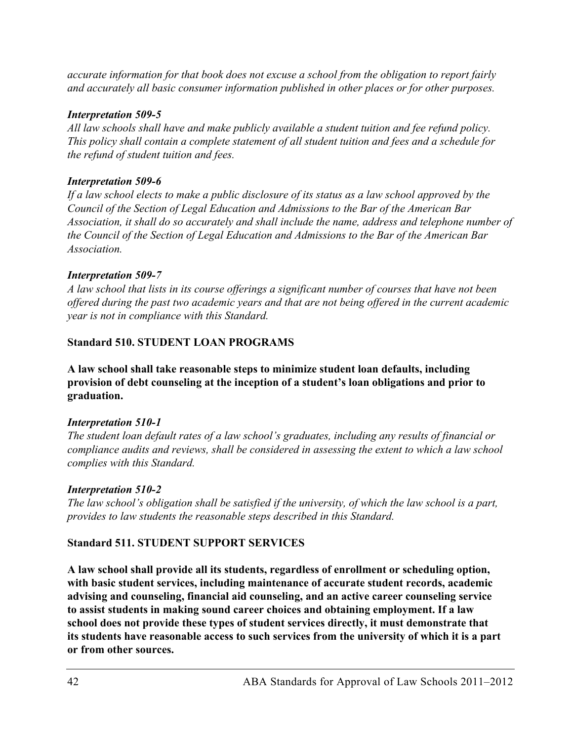*accurate information for that book does not excuse a school from the obligation to report fairly and accurately all basic consumer information published in other places or for other purposes.*

***Interpretation 509-5***
*All law schools shall have and make publicly available a student tuition and fee refund policy. This policy shall contain a complete statement of all student tuition and fees and a schedule for the refund of student tuition and fees.*

***Interpretation 509-6***
*If a law school elects to make a public disclosure of its status as a law school approved by the Council of the Section of Legal Education and Admissions to the Bar of the American Bar Association, it shall do so accurately and shall include the name, address and telephone number of the Council of the Section of Legal Education and Admissions to the Bar of the American Bar Association.*

***Interpretation 509-7***
*A law school that lists in its course offerings a significant number of courses that have not been offered during the past two academic years and that are not being offered in the current academic year is not in compliance with this Standard.*

**Standard 510. STUDENT LOAN PROGRAMS**

**A law school shall take reasonable steps to minimize student loan defaults, including provision of debt counseling at the inception of a student's loan obligations and prior to graduation.**

***Interpretation 510-1***
*The student loan default rates of a law school's graduates, including any results of financial or compliance audits and reviews, shall be considered in assessing the extent to which a law school complies with this Standard.*

***Interpretation 510-2***
*The law school's obligation shall be satisfied if the university, of which the law school is a part, provides to law students the reasonable steps described in this Standard.*

**Standard 511. STUDENT SUPPORT SERVICES**

**A law school shall provide all its students, regardless of enrollment or scheduling option, with basic student services, including maintenance of accurate student records, academic advising and counseling, financial aid counseling, and an active career counseling service to assist students in making sound career choices and obtaining employment. If a law school does not provide these types of student services directly, it must demonstrate that its students have reasonable access to such services from the university of which it is a part or from other sources.**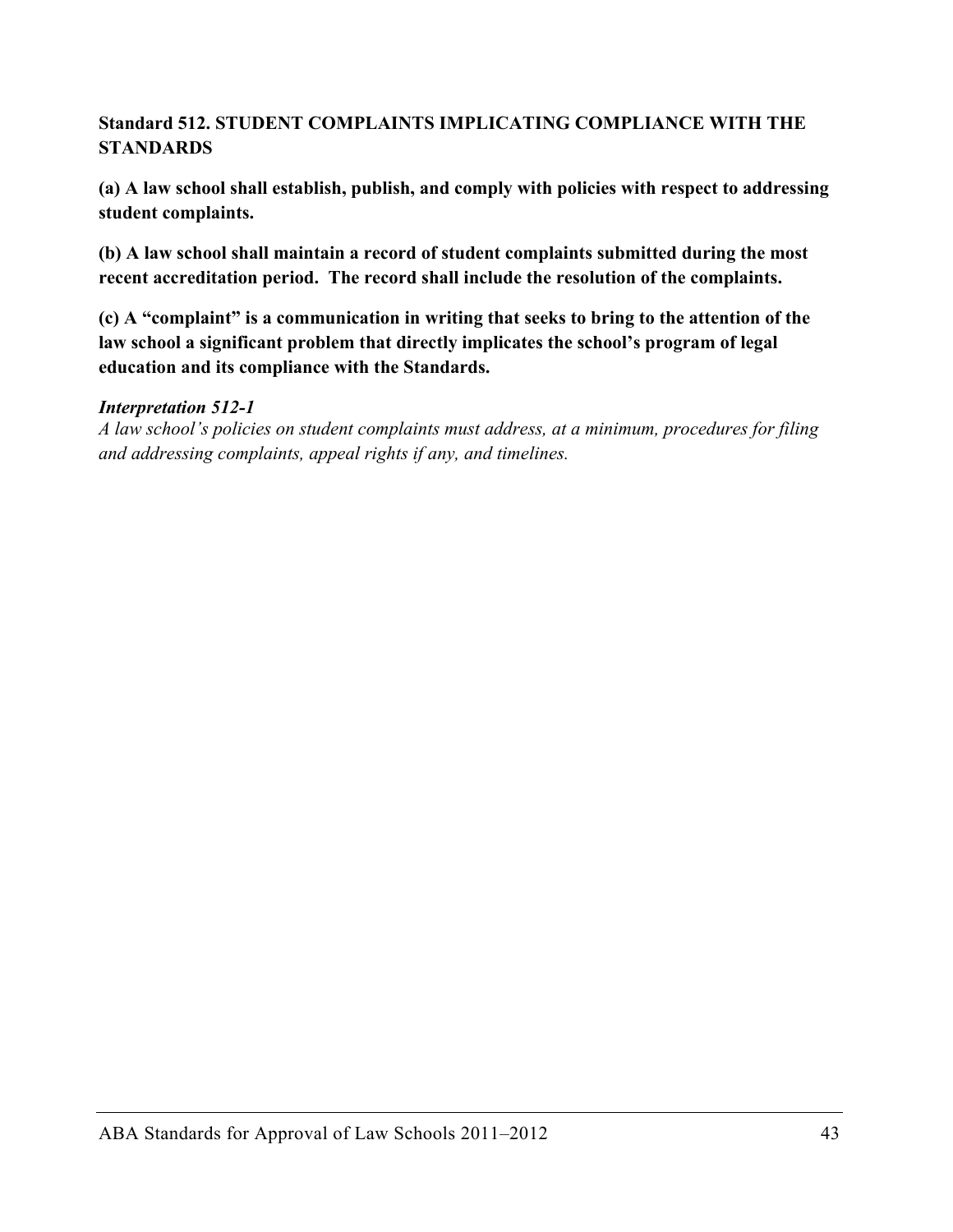**Standard 512. STUDENT COMPLAINTS IMPLICATING COMPLIANCE WITH THE STANDARDS**

**(a) A law school shall establish, publish, and comply with policies with respect to addressing student complaints.**

**(b) A law school shall maintain a record of student complaints submitted during the most recent accreditation period. The record shall include the resolution of the complaints.**

**(c) A "complaint" is a communication in writing that seeks to bring to the attention of the law school a significant problem that directly implicates the school's program of legal education and its compliance with the Standards.**

***Interpretation 512-1***
*A law school's policies on student complaints must address, at a minimum, procedures for filing and addressing complaints, appeal rights if any, and timelines.*